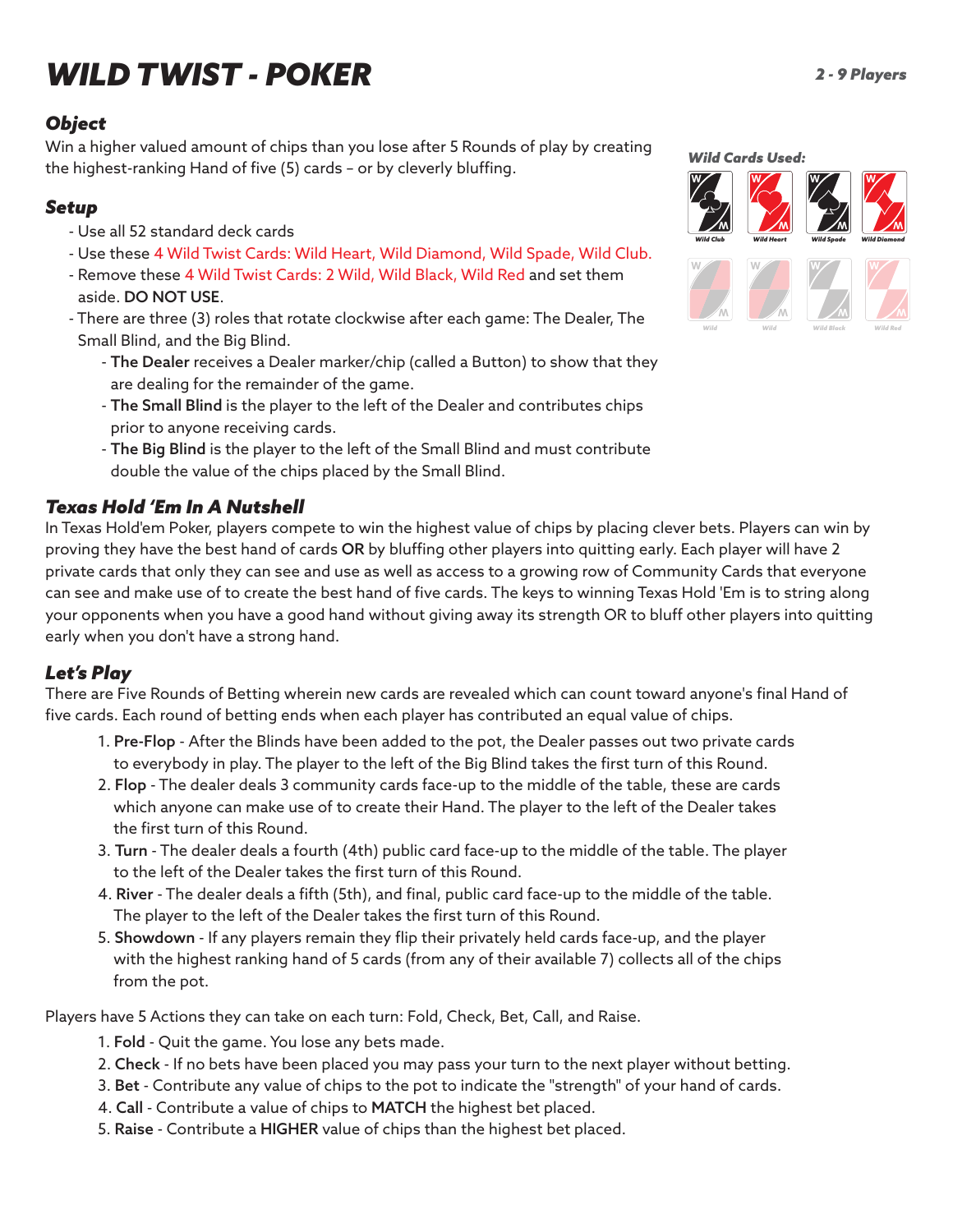# *WILD TWIST - POKER*

***2 - 9 Players***

## *Object*

Win a higher valued amount of chips than you lose after 5 Rounds of play by creating the highest-ranking Hand of five (5) cards – or by cleverly bluffing.

***Wild Cards Used:***

Wild Club, Wild Heart, Wild Spade, Wild Diamond

Wild, Wild, Wild Black, Wild Red

## *Setup*

- Use all 52 standard deck cards
- Use these 4 Wild Twist Cards: Wild Heart, Wild Diamond, Wild Spade, Wild Club.
- Remove these 4 Wild Twist Cards: 2 Wild, Wild Black, Wild Red and set them aside. **DO NOT USE**.
- There are three (3) roles that rotate clockwise after each game: The Dealer, The Small Blind, and the Big Blind.
  - **The Dealer** receives a Dealer marker/chip (called a Button) to show that they are dealing for the remainder of the game.
  - **The Small Blind** is the player to the left of the Dealer and contributes chips prior to anyone receiving cards.
  - **The Big Blind** is the player to the left of the Small Blind and must contribute double the value of the chips placed by the Small Blind.

## *Texas Hold 'Em In A Nutshell*

In Texas Hold'em Poker, players compete to win the highest value of chips by placing clever bets. Players can win by proving they have the best hand of cards **OR** by bluffing other players into quitting early. Each player will have 2 private cards that only they can see and use as well as access to a growing row of Community Cards that everyone can see and make use of to create the best hand of five cards. The keys to winning Texas Hold 'Em is to string along your opponents when you have a good hand without giving away its strength OR to bluff other players into quitting early when you don't have a strong hand.

## *Let's Play*

There are Five Rounds of Betting wherein new cards are revealed which can count toward anyone's final Hand of five cards. Each round of betting ends when each player has contributed an equal value of chips.

1. **Pre-Flop** - After the Blinds have been added to the pot, the Dealer passes out two private cards to everybody in play. The player to the left of the Big Blind takes the first turn of this Round.
2. **Flop** - The dealer deals 3 community cards face-up to the middle of the table, these are cards which anyone can make use of to create their Hand. The player to the left of the Dealer takes the first turn of this Round.
3. **Turn** - The dealer deals a fourth (4th) public card face-up to the middle of the table. The player to the left of the Dealer takes the first turn of this Round.
4. **River** - The dealer deals a fifth (5th), and final, public card face-up to the middle of the table. The player to the left of the Dealer takes the first turn of this Round.
5. **Showdown** - If any players remain they flip their privately held cards face-up, and the player with the highest ranking hand of 5 cards (from any of their available 7) collects all of the chips from the pot.

Players have 5 Actions they can take on each turn: Fold, Check, Bet, Call, and Raise.

1. **Fold** - Quit the game. You lose any bets made.
2. **Check** - If no bets have been placed you may pass your turn to the next player without betting.
3. **Bet** - Contribute any value of chips to the pot to indicate the "strength" of your hand of cards.
4. **Call** - Contribute a value of chips to **MATCH** the highest bet placed.
5. **Raise** - Contribute a **HIGHER** value of chips than the highest bet placed.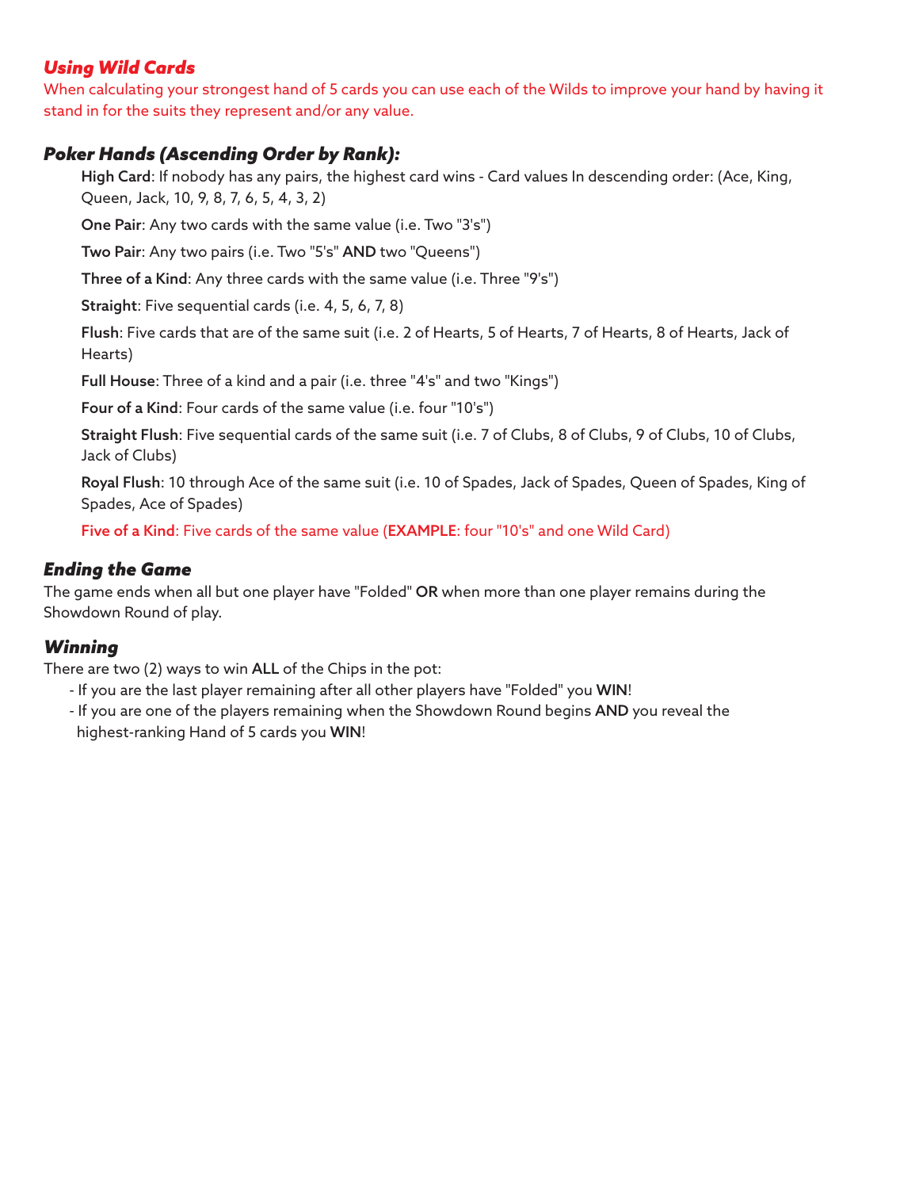### *Using Wild Cards*

When calculating your strongest hand of 5 cards you can use each of the Wilds to improve your hand by having it stand in for the suits they represent and/or any value.

### *Poker Hands (Ascending Order by Rank):*

**High Card**: If nobody has any pairs, the highest card wins - Card values In descending order: (Ace, King, Queen, Jack, 10, 9, 8, 7, 6, 5, 4, 3, 2)

**One Pair**: Any two cards with the same value (i.e. Two "3's")

**Two Pair**: Any two pairs (i.e. Two "5's" **AND** two "Queens")

**Three of a Kind**: Any three cards with the same value (i.e. Three "9's")

**Straight**: Five sequential cards (i.e. 4, 5, 6, 7, 8)

**Flush**: Five cards that are of the same suit (i.e. 2 of Hearts, 5 of Hearts, 7 of Hearts, 8 of Hearts, Jack of Hearts)

**Full House**: Three of a kind and a pair (i.e. three "4's" and two "Kings")

**Four of a Kind**: Four cards of the same value (i.e. four "10's")

**Straight Flush**: Five sequential cards of the same suit (i.e. 7 of Clubs, 8 of Clubs, 9 of Clubs, 10 of Clubs, Jack of Clubs)

**Royal Flush**: 10 through Ace of the same suit (i.e. 10 of Spades, Jack of Spades, Queen of Spades, King of Spades, Ace of Spades)

**Five of a Kind**: Five cards of the same value (**EXAMPLE**: four "10's" and one Wild Card)

### *Ending the Game*

The game ends when all but one player have "Folded" **OR** when more than one player remains during the Showdown Round of play.

### *Winning*

There are two (2) ways to win **ALL** of the Chips in the pot:

- If you are the last player remaining after all other players have "Folded" you **WIN**!
- If you are one of the players remaining when the Showdown Round begins **AND** you reveal the highest-ranking Hand of 5 cards you **WIN**!